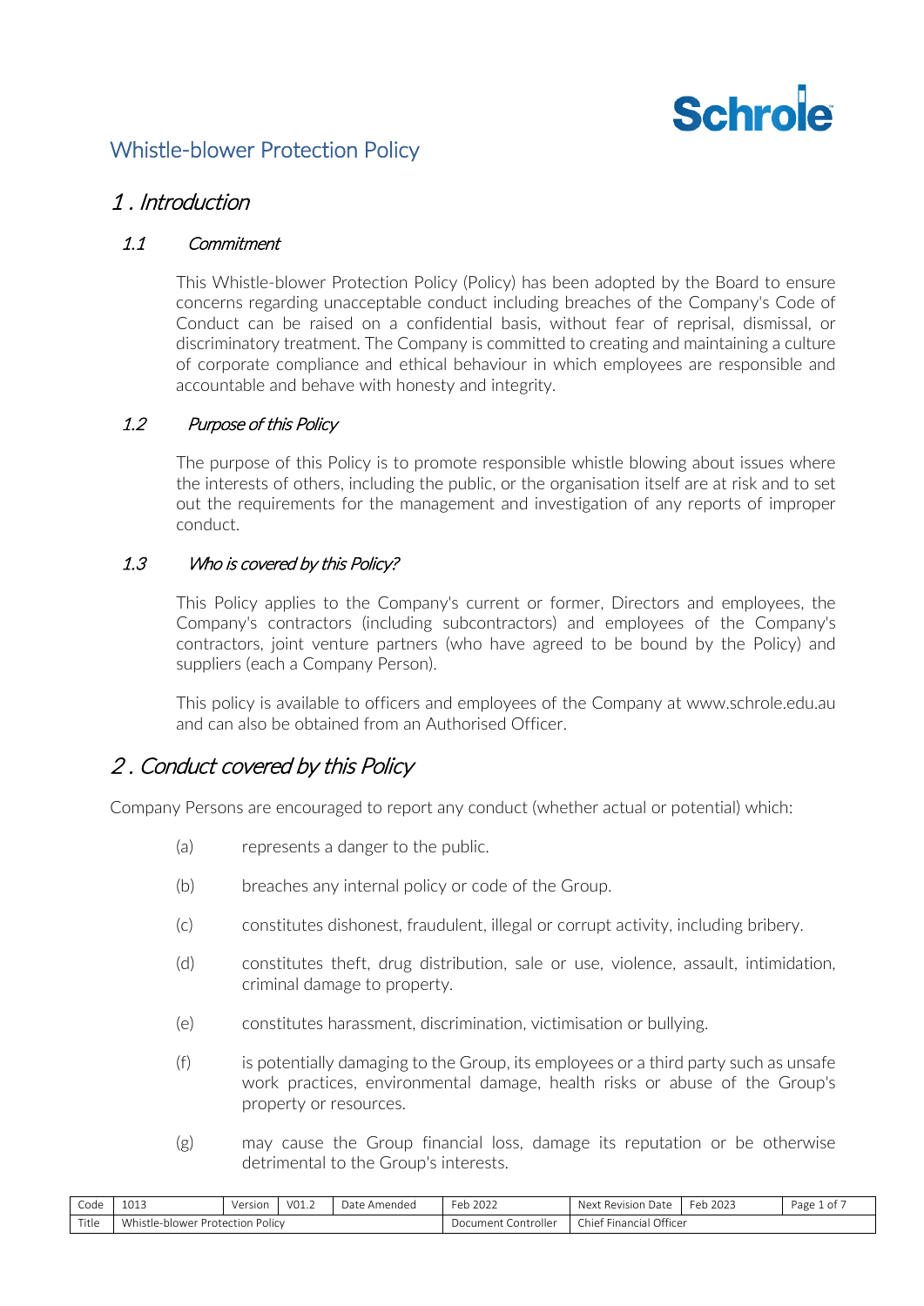# Whistle-blower Protection Policy

## 1 . Introduction

### 1.1 Commitment

This Whistle-blower Protection Policy (Policy) has been adopted by the Board to ensure concerns regarding unacceptable conduct including breaches of the Company's Code of Conduct can be raised on a confidential basis, without fear of reprisal, dismissal, or discriminatory treatment. The Company is committed to creating and maintaining a culture of corporate compliance and ethical behaviour in which employees are responsible and accountable and behave with honesty and integrity.

### 1.2 Purpose of this Policy

The purpose of this Policy is to promote responsible whistle blowing about issues where the interests of others, including the public, or the organisation itself are at risk and to set out the requirements for the management and investigation of any reports of improper conduct.

### 1.3 Who is covered by this Policy?

This Policy applies to the Company's current or former, Directors and employees, the Company's contractors (including subcontractors) and employees of the Company's contractors, joint venture partners (who have agreed to be bound by the Policy) and suppliers (each a Company Person).

This policy is available to officers and employees of the Company at www.schrole.edu.au and can also be obtained from an Authorised Officer.

## 2 . Conduct covered by this Policy

Company Persons are encouraged to report any conduct (whether actual or potential) which:

(a) represents a danger to the public.

(b) breaches any internal policy or code of the Group.

(c) constitutes dishonest, fraudulent, illegal or corrupt activity, including bribery.

(d) constitutes theft, drug distribution, sale or use, violence, assault, intimidation, criminal damage to property.

(e) constitutes harassment, discrimination, victimisation or bullying.

(f) is potentially damaging to the Group, its employees or a third party such as unsafe work practices, environmental damage, health risks or abuse of the Group's property or resources.

(g) may cause the Group financial loss, damage its reputation or be otherwise detrimental to the Group's interests.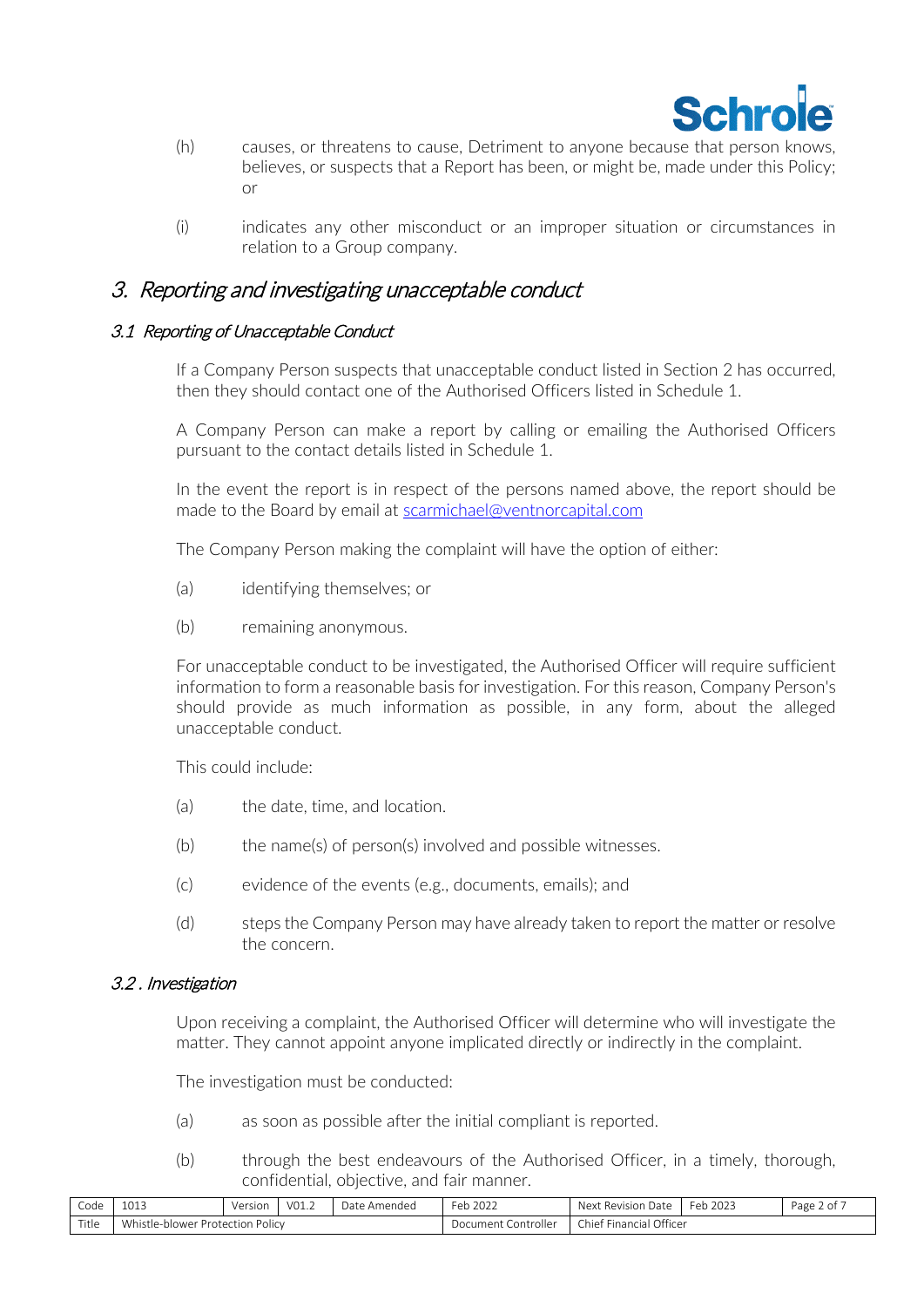(h) causes, or threatens to cause, Detriment to anyone because that person knows, believes, or suspects that a Report has been, or might be, made under this Policy; or

(i) indicates any other misconduct or an improper situation or circumstances in relation to a Group company.

# 3. *Reporting and investigating unacceptable conduct*

## *3.1 Reporting of Unacceptable Conduct*

If a Company Person suspects that unacceptable conduct listed in Section 2 has occurred, then they should contact one of the Authorised Officers listed in Schedule 1.

A Company Person can make a report by calling or emailing the Authorised Officers pursuant to the contact details listed in Schedule 1.

In the event the report is in respect of the persons named above, the report should be made to the Board by email at scarmichael@ventnorcapital.com

The Company Person making the complaint will have the option of either:

(a) identifying themselves; or

(b) remaining anonymous.

For unacceptable conduct to be investigated, the Authorised Officer will require sufficient information to form a reasonable basis for investigation. For this reason, Company Person's should provide as much information as possible, in any form, about the alleged unacceptable conduct.

This could include:

(a) the date, time, and location.

(b) the name(s) of person(s) involved and possible witnesses.

(c) evidence of the events (e.g., documents, emails); and

(d) steps the Company Person may have already taken to report the matter or resolve the concern.

## *3.2 . Investigation*

Upon receiving a complaint, the Authorised Officer will determine who will investigate the matter. They cannot appoint anyone implicated directly or indirectly in the complaint.

The investigation must be conducted:

(a) as soon as possible after the initial compliant is reported.

(b) through the best endeavours of the Authorised Officer, in a timely, thorough, confidential, objective, and fair manner.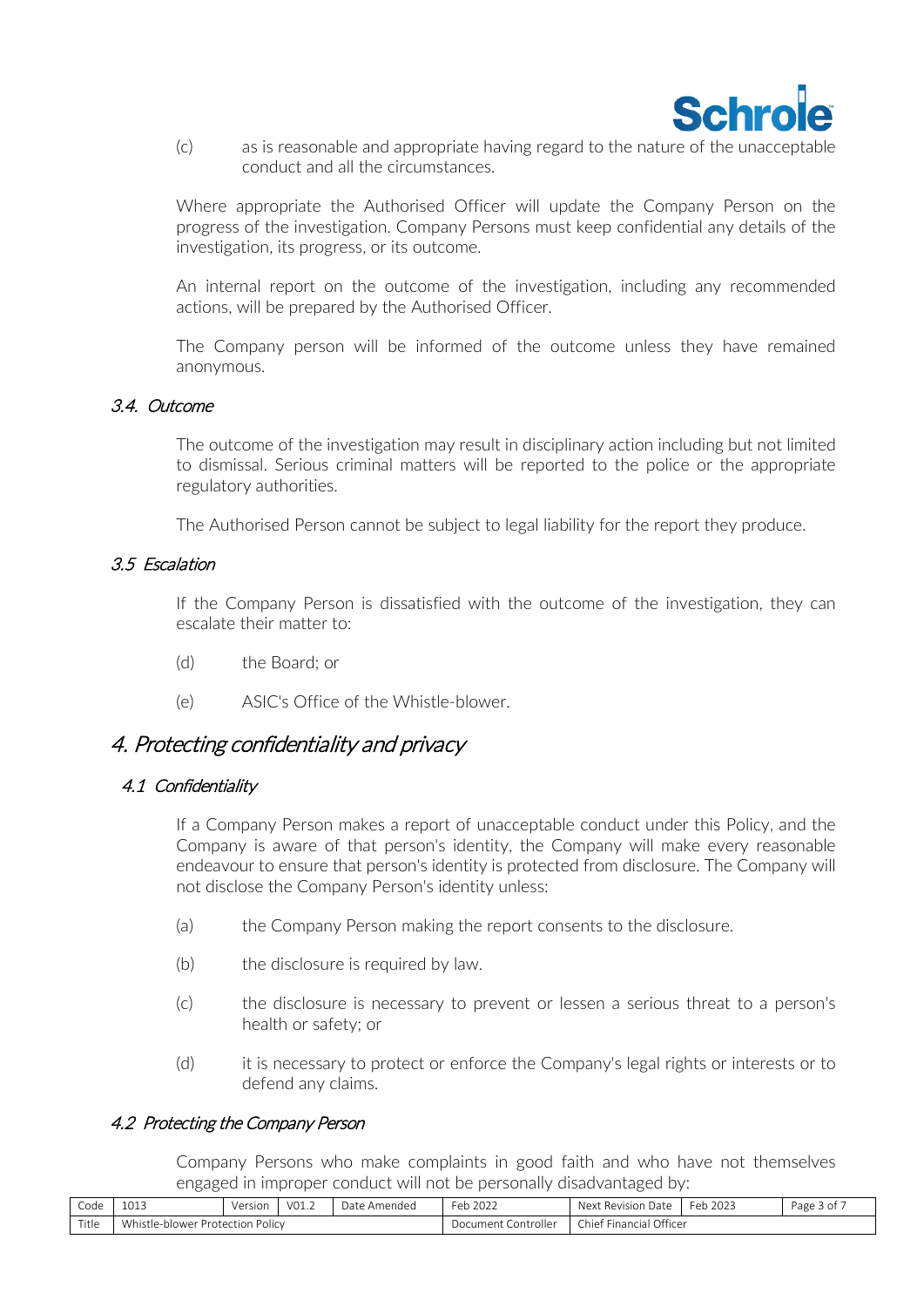(c) as is reasonable and appropriate having regard to the nature of the unacceptable conduct and all the circumstances.

Where appropriate the Authorised Officer will update the Company Person on the progress of the investigation. Company Persons must keep confidential any details of the investigation, its progress, or its outcome.

An internal report on the outcome of the investigation, including any recommended actions, will be prepared by the Authorised Officer.

The Company person will be informed of the outcome unless they have remained anonymous.

### *3.4. Outcome*

The outcome of the investigation may result in disciplinary action including but not limited to dismissal. Serious criminal matters will be reported to the police or the appropriate regulatory authorities.

The Authorised Person cannot be subject to legal liability for the report they produce.

### *3.5 Escalation*

If the Company Person is dissatisfied with the outcome of the investigation, they can escalate their matter to:

(d) the Board; or

(e) ASIC's Office of the Whistle-blower.

## *4. Protecting confidentiality and privacy*

### *4.1 Confidentiality*

If a Company Person makes a report of unacceptable conduct under this Policy, and the Company is aware of that person's identity, the Company will make every reasonable endeavour to ensure that person's identity is protected from disclosure. The Company will not disclose the Company Person's identity unless:

(a) the Company Person making the report consents to the disclosure.

(b) the disclosure is required by law.

(c) the disclosure is necessary to prevent or lessen a serious threat to a person's health or safety; or

(d) it is necessary to protect or enforce the Company's legal rights or interests or to defend any claims.

### *4.2 Protecting the Company Person*

Company Persons who make complaints in good faith and who have not themselves engaged in improper conduct will not be personally disadvantaged by: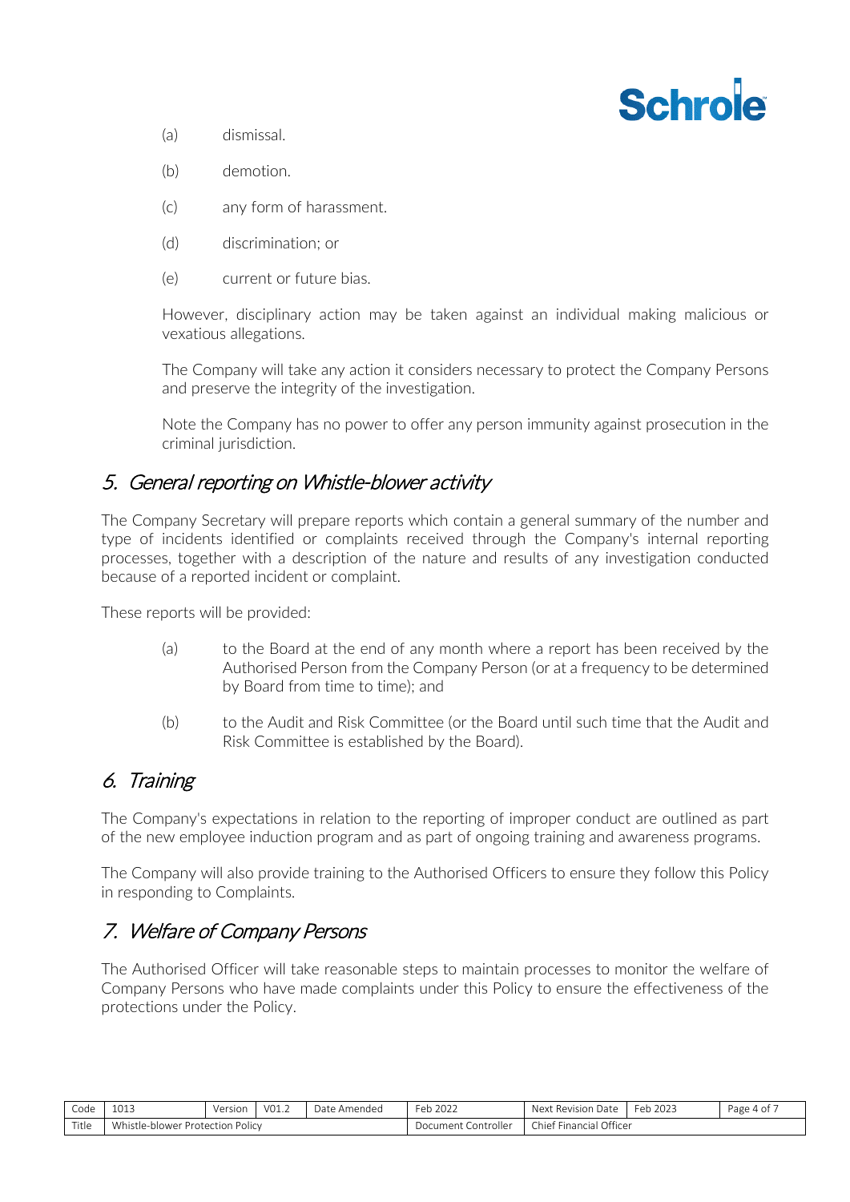(a) dismissal.

(b) demotion.

(c) any form of harassment.

(d) discrimination; or

(e) current or future bias.

However, disciplinary action may be taken against an individual making malicious or vexatious allegations.

The Company will take any action it considers necessary to protect the Company Persons and preserve the integrity of the investigation.

Note the Company has no power to offer any person immunity against prosecution in the criminal jurisdiction.

## 5. *General reporting on Whistle-blower activity*

The Company Secretary will prepare reports which contain a general summary of the number and type of incidents identified or complaints received through the Company's internal reporting processes, together with a description of the nature and results of any investigation conducted because of a reported incident or complaint.

These reports will be provided:

(a) to the Board at the end of any month where a report has been received by the Authorised Person from the Company Person (or at a frequency to be determined by Board from time to time); and

(b) to the Audit and Risk Committee (or the Board until such time that the Audit and Risk Committee is established by the Board).

## 6. *Training*

The Company's expectations in relation to the reporting of improper conduct are outlined as part of the new employee induction program and as part of ongoing training and awareness programs.

The Company will also provide training to the Authorised Officers to ensure they follow this Policy in responding to Complaints.

## 7. *Welfare of Company Persons*

The Authorised Officer will take reasonable steps to maintain processes to monitor the welfare of Company Persons who have made complaints under this Policy to ensure the effectiveness of the protections under the Policy.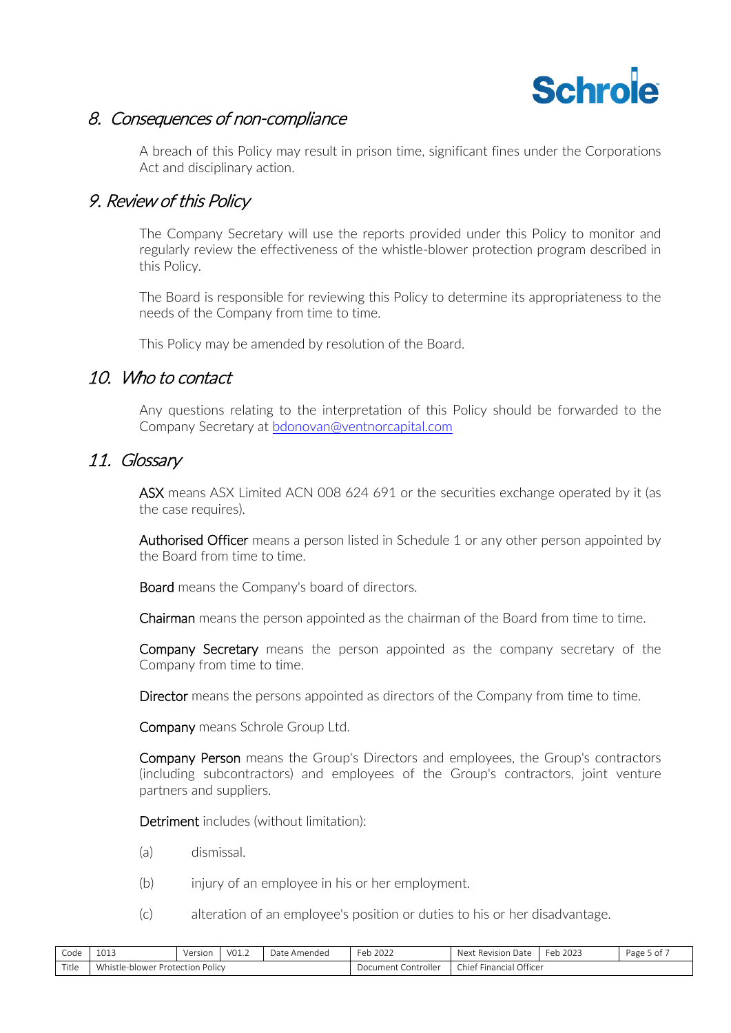## 8. Consequences of non-compliance

A breach of this Policy may result in prison time, significant fines under the Corporations Act and disciplinary action.

## 9. Review of this Policy

The Company Secretary will use the reports provided under this Policy to monitor and regularly review the effectiveness of the whistle-blower protection program described in this Policy.

The Board is responsible for reviewing this Policy to determine its appropriateness to the needs of the Company from time to time.

This Policy may be amended by resolution of the Board.

## 10. Who to contact

Any questions relating to the interpretation of this Policy should be forwarded to the Company Secretary at bdonovan@ventnorcapital.com

## 11. Glossary

**ASX** means ASX Limited ACN 008 624 691 or the securities exchange operated by it (as the case requires).

**Authorised Officer** means a person listed in Schedule 1 or any other person appointed by the Board from time to time.

**Board** means the Company's board of directors.

**Chairman** means the person appointed as the chairman of the Board from time to time.

**Company Secretary** means the person appointed as the company secretary of the Company from time to time.

**Director** means the persons appointed as directors of the Company from time to time.

**Company** means Schrole Group Ltd.

**Company Person** means the Group's Directors and employees, the Group's contractors (including subcontractors) and employees of the Group's contractors, joint venture partners and suppliers.

**Detriment** includes (without limitation):

(a) dismissal.

(b) injury of an employee in his or her employment.

(c) alteration of an employee's position or duties to his or her disadvantage.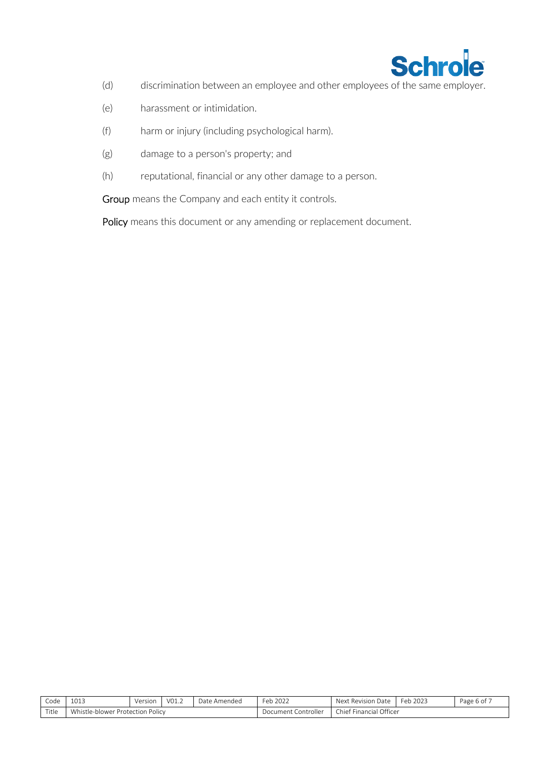(d) discrimination between an employee and other employees of the same employer.

(e) harassment or intimidation.

(f) harm or injury (including psychological harm).

(g) damage to a person's property; and

(h) reputational, financial or any other damage to a person.

**Group** means the Company and each entity it controls.

**Policy** means this document or any amending or replacement document.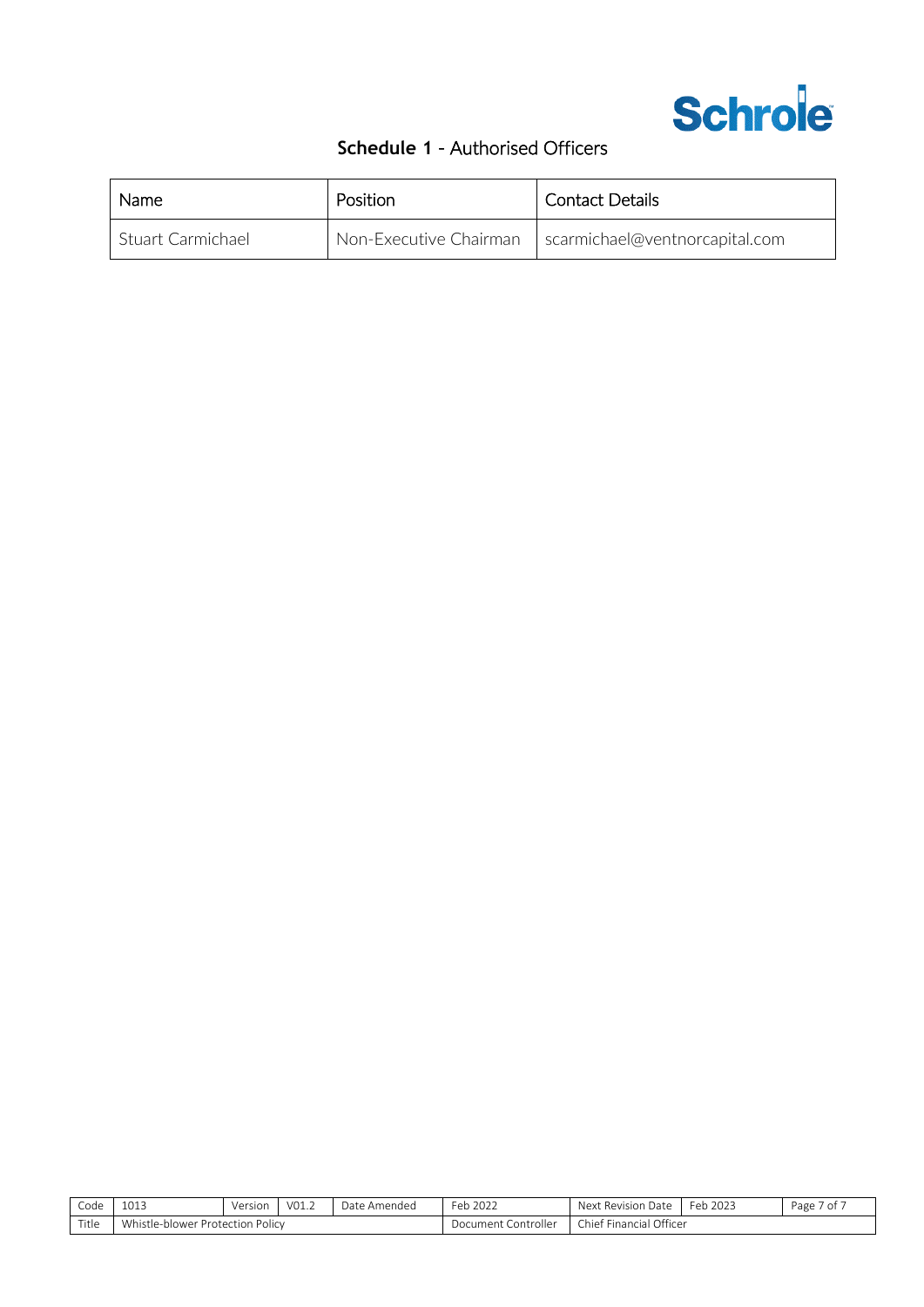## **Schedule 1** - Authorised Officers

| Name | Position | Contact Details |
| --- | --- | --- |
| Stuart Carmichael | Non-Executive Chairman | scarmichael@ventnorcapital.com |